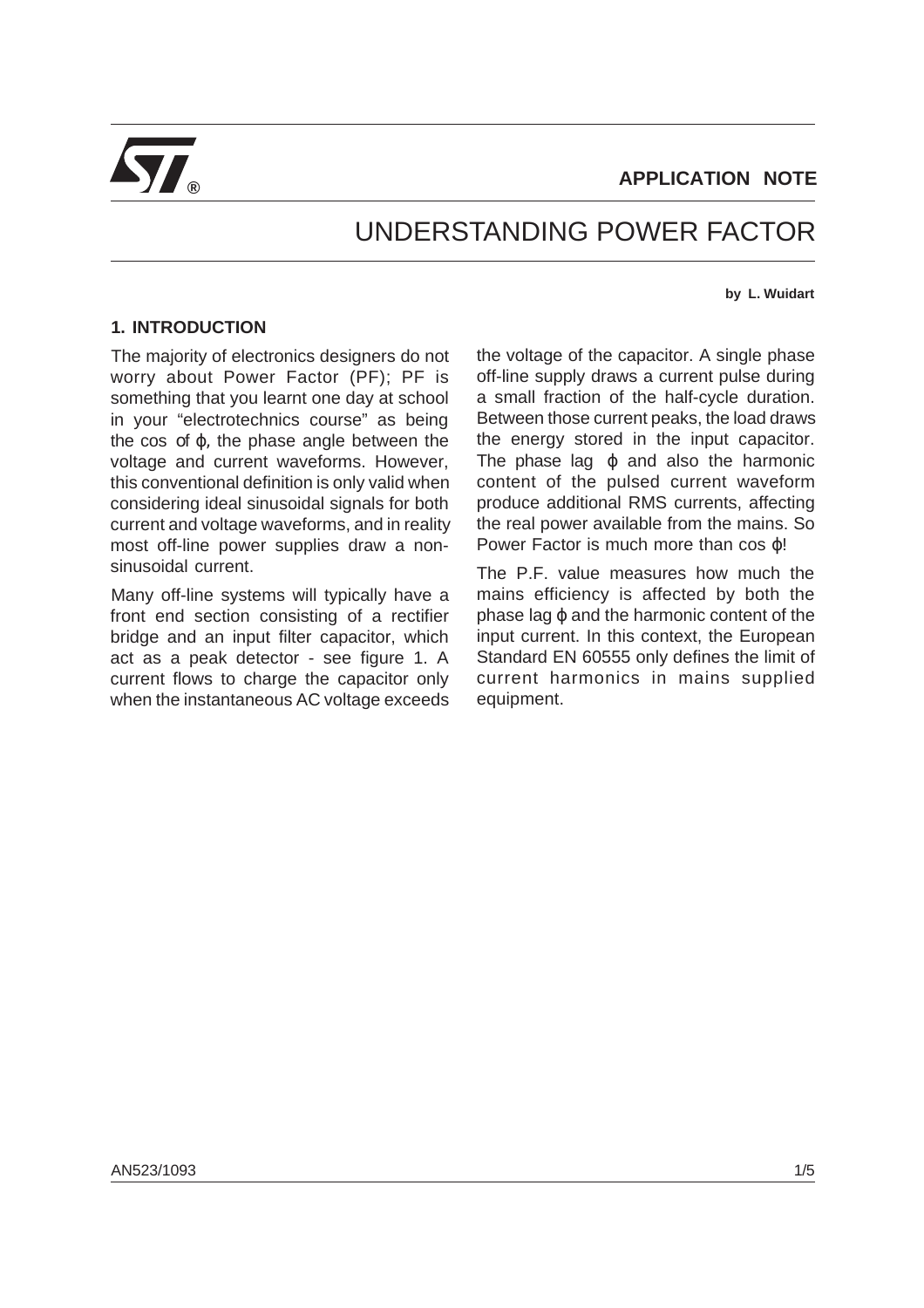APPLICATION NOTE

# UNDERSTANDING POWER FACTOR

by L. Wuidart

## 1. INTRODUCTION

The majority of electronics designers do not worry about Power Factor (PF); PF is something that you learnt one day at school in your "electrotechnics course" as being the cos of $\varphi$, the phase angle between the voltage and current waveforms. However, this conventional definition is only valid when considering ideal sinusoidal signals for both current and voltage waveforms, and in reality most off-line power supplies draw a non-sinusoidal current.

Many off-line systems will typically have a front end section consisting of a rectifier bridge and an input filter capacitor, which act as a peak detector - see figure 1. A current flows to charge the capacitor only when the instantaneous AC voltage exceeds the voltage of the capacitor. A single phase off-line supply draws a current pulse during a small fraction of the half-cycle duration. Between those current peaks, the load draws the energy stored in the input capacitor. The phase lag $\varphi$ and also the harmonic content of the pulsed current waveform produce additional RMS currents, affecting the real power available from the mains. So Power Factor is much more than cos $\varphi$!

The P.F. value measures how much the mains efficiency is affected by both the phase lag $\varphi$ and the harmonic content of the input current. In this context, the European Standard EN 60555 only defines the limit of current harmonics in mains supplied equipment.

AN523/1093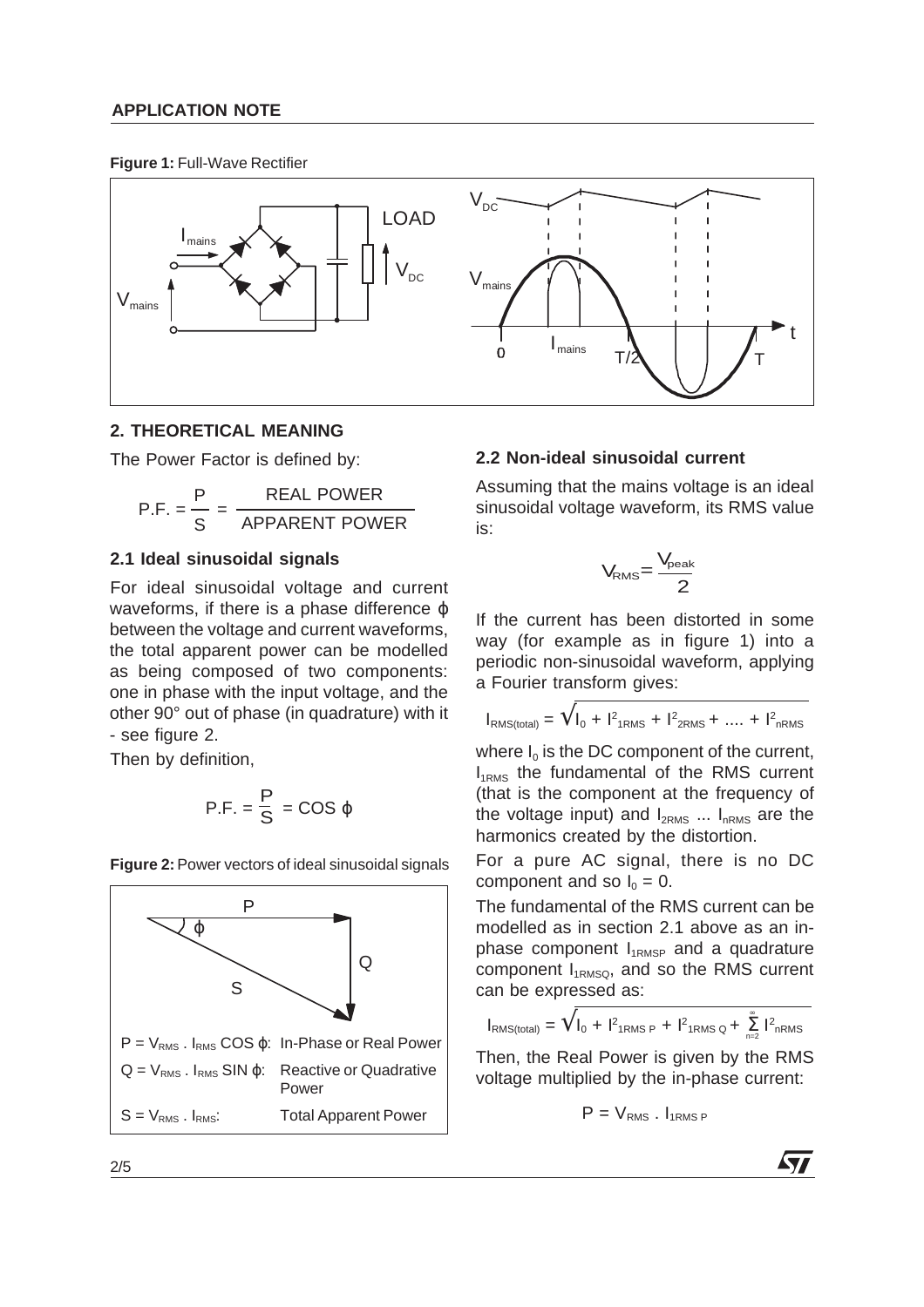**Figure 1:** Full-Wave Rectifier

## 2. THEORETICAL MEANING

The Power Factor is defined by:

$$P.F. = \frac{P}{S} = \frac{\text{REAL POWER}}{\text{APPARENT POWER}}$$

### 2.1 Ideal sinusoidal signals

For ideal sinusoidal voltage and current waveforms, if there is a phase difference $\varphi$ between the voltage and current waveforms, the total apparent power can be modelled as being composed of two components: one in phase with the input voltage, and the other 90° out of phase (in quadrature) with it - see figure 2.

Then by definition,

$$P.F. = \frac{P}{S} = \cos\varphi$$

**Figure 2:** Power vectors of ideal sinusoidal signals

| | |
|---|---|
| $P = V_{RMS} \cdot I_{RMS} \cos\varphi$: | In-Phase or Real Power |
| $Q = V_{RMS} \cdot I_{RMS} \sin\varphi$: | Reactive or Quadrative Power |
| $S = V_{RMS} \cdot I_{RMS}$: | Total Apparent Power |

### 2.2 Non-ideal sinusoidal current

Assuming that the mains voltage is an ideal sinusoidal voltage waveform, its RMS value is:

$$V_{RMS} = \frac{V_{peak}}{2}$$

If the current has been distorted in some way (for example as in figure 1) into a periodic non-sinusoidal waveform, applying a Fourier transform gives:

$$I_{RMS(total)} = \sqrt{I_0 + I^2_{1RMS} + I^2_{2RMS} + \dots + I^2_{nRMS}}$$

where $I_0$ is the DC component of the current, $I_{1RMS}$ the fundamental of the RMS current (that is the component at the frequency of the voltage input) and $I_{2RMS}$ ... $I_{nRMS}$ are the harmonics created by the distortion.

For a pure AC signal, there is no DC component and so $I_0 = 0$.

The fundamental of the RMS current can be modelled as in section 2.1 above as an in-phase component $I_{1RMSP}$ and a quadrature component $I_{1RMSQ}$, and so the RMS current can be expressed as:

$$I_{RMS(total)} = \sqrt{I_0 + I^2_{1RMS\,P} + I^2_{1RMS\,Q} + \sum_{n=2}^{\infty} I^2_{nRMS}}$$

Then, the Real Power is given by the RMS voltage multiplied by the in-phase current:

$$P = V_{RMS} \cdot I_{1RMS\,P}$$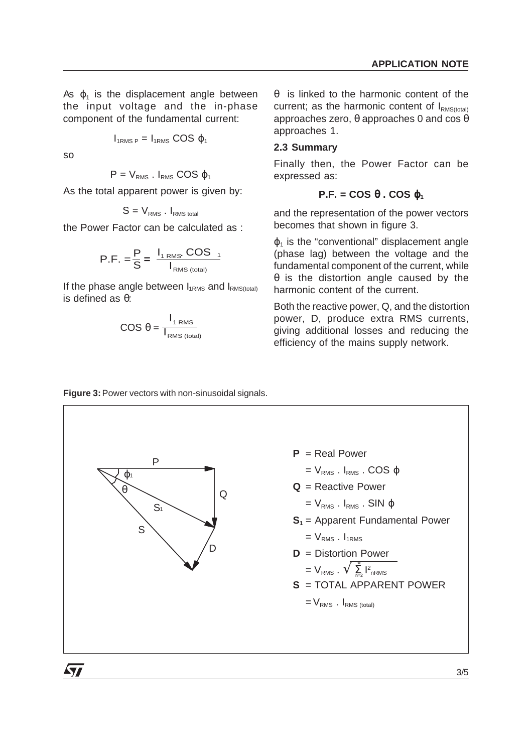As $\varphi_1$ is the displacement angle between the input voltage and the in-phase component of the fundamental current:

$$I_{1RMS\,P} = I_{1RMS} \cos \varphi_1$$

so

$$P = V_{RMS} \cdot I_{RMS} \cos \varphi_1$$

As the total apparent power is given by:

$$S = V_{RMS} \cdot I_{RMS\,total}$$

the Power Factor can be calculated as :

$$P.F. = \frac{P}{S} = \frac{I_{1\,RMS} \cdot \cos \varphi_1}{I_{RMS\,(total)}}$$

If the phase angle between $I_{1RMS}$ and $I_{RMS(total)}$ is defined as θ:

$$\cos \theta = \frac{I_{1\,RMS}}{I_{RMS\,(total)}}$$

θ is linked to the harmonic content of the current; as the harmonic content of $I_{RMS(total)}$ approaches zero, θ approaches 0 and cos θ approaches 1.

### 2.3 Summary

Finally then, the Power Factor can be expressed as:

$$\mathbf{P.F. = \cos \theta \cdot \cos \varphi_1}$$

and the representation of the power vectors becomes that shown in figure 3.

$\varphi_1$ is the "conventional" displacement angle (phase lag) between the voltage and the fundamental component of the current, while θ is the distortion angle caused by the harmonic content of the current.

Both the reactive power, Q, and the distortion power, D, produce extra RMS currents, giving additional losses and reducing the efficiency of the mains supply network.

**Figure 3:** Power vectors with non-sinusoidal signals.

**P** = Real Power

$= V_{RMS} \cdot I_{RMS} \cdot \cos \varphi$

**Q** = Reactive Power

$= V_{RMS} \cdot I_{RMS} \cdot \sin \varphi$

**$S_1$** = Apparent Fundamental Power

$= V_{RMS} \cdot I_{1RMS}$

**D** = Distortion Power

$= V_{RMS} \cdot \sqrt{\sum_{n=2}^{\infty} I^2_{nRMS}}$

**S** = TOTAL APPARENT POWER

$= V_{RMS} \cdot I_{RMS\,(total)}$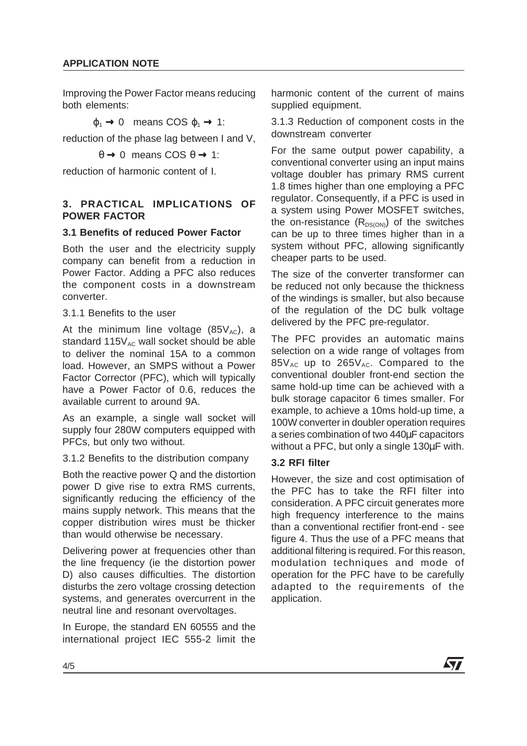Improving the Power Factor means reducing both elements:

$\varphi_1 \rightarrow 0$ means COS $\varphi_1 \rightarrow 1$:

reduction of the phase lag between I and V,

$\theta \rightarrow 0$ means COS $\theta \rightarrow 1$:

reduction of harmonic content of I.

## 3. PRACTICAL IMPLICATIONS OF POWER FACTOR

### 3.1 Benefits of reduced Power Factor

Both the user and the electricity supply company can benefit from a reduction in Power Factor. Adding a PFC also reduces the component costs in a downstream converter.

3.1.1 Benefits to the user

At the minimum line voltage ($85V_{AC}$), a standard $115V_{AC}$ wall socket should be able to deliver the nominal 15A to a common load. However, an SMPS without a Power Factor Corrector (PFC), which will typically have a Power Factor of 0.6, reduces the available current to around 9A.

As an example, a single wall socket will supply four 280W computers equipped with PFCs, but only two without.

3.1.2 Benefits to the distribution company

Both the reactive power Q and the distortion power D give rise to extra RMS currents, significantly reducing the efficiency of the mains supply network. This means that the copper distribution wires must be thicker than would otherwise be necessary.

Delivering power at frequencies other than the line frequency (ie the distortion power D) also causes difficulties. The distortion disturbs the zero voltage crossing detection systems, and generates overcurrent in the neutral line and resonant overvoltages.

In Europe, the standard EN 60555 and the international project IEC 555-2 limit the harmonic content of the current of mains supplied equipment.

3.1.3 Reduction of component costs in the downstream converter

For the same output power capability, a conventional converter using an input mains voltage doubler has primary RMS current 1.8 times higher than one employing a PFC regulator. Consequently, if a PFC is used in a system using Power MOSFET switches, the on-resistance ($R_{DS(ON)}$) of the switches can be up to three times higher than in a system without PFC, allowing significantly cheaper parts to be used.

The size of the converter transformer can be reduced not only because the thickness of the windings is smaller, but also because of the regulation of the DC bulk voltage delivered by the PFC pre-regulator.

The PFC provides an automatic mains selection on a wide range of voltages from $85V_{AC}$ up to $265V_{AC}$. Compared to the conventional doubler front-end section the same hold-up time can be achieved with a bulk storage capacitor 6 times smaller. For example, to achieve a 10ms hold-up time, a 100W converter in doubler operation requires a series combination of two 440µF capacitors without a PFC, but only a single 130µF with.

### 3.2 RFI filter

However, the size and cost optimisation of the PFC has to take the RFI filter into consideration. A PFC circuit generates more high frequency interference to the mains than a conventional rectifier front-end - see figure 4. Thus the use of a PFC means that additional filtering is required. For this reason, modulation techniques and mode of operation for the PFC have to be carefully adapted to the requirements of the application.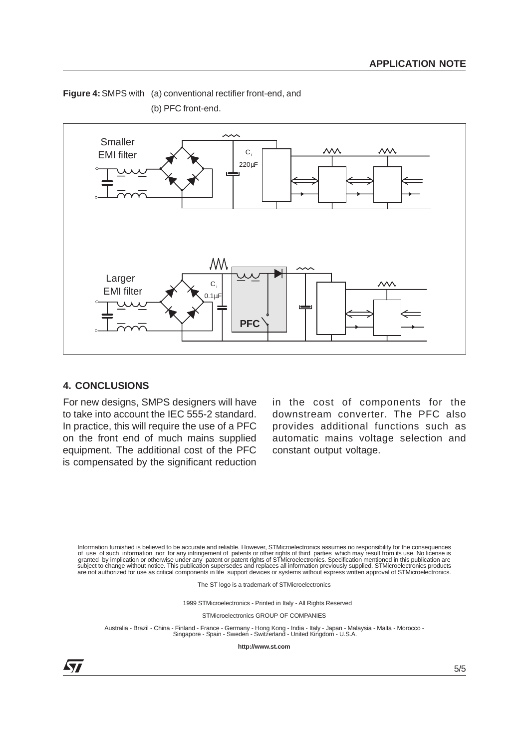**Figure 4:** SMPS with (a) conventional rectifier front-end, and (b) PFC front-end.

Smaller
EMI filter
$C_i$
220µF

Larger
EMI filter
$C_i$
0.1µF
PFC

## 4. CONCLUSIONS

For new designs, SMPS designers will have to take into account the IEC 555-2 standard. In practice, this will require the use of a PFC on the front end of much mains supplied equipment. The additional cost of the PFC is compensated by the significant reduction in the cost of components for the downstream converter. The PFC also provides additional functions such as automatic mains voltage selection and constant output voltage.

Information furnished is believed to be accurate and reliable. However, STMicroelectronics assumes no responsibility for the consequences of use of such information nor for any infringement of patents or other rights of third parties which may result from its use. No license is granted by implication or otherwise under any patent or patent rights of STMicroelectronics. Specification mentioned in this publication are subject to change without notice. This publication supersedes and replaces all information previously supplied. STMicroelectronics products are not authorized for use as critical components in life support devices or systems without express written approval of STMicroelectronics.

The ST logo is a trademark of STMicroelectronics

1999 STMicroelectronics - Printed in Italy - All Rights Reserved

STMicroelectronics GROUP OF COMPANIES

Australia - Brazil - China - Finland - France - Germany - Hong Kong - India - Italy - Japan - Malaysia - Malta - Morocco - Singapore - Spain - Sweden - Switzerland - United Kingdom - U.S.A.

**http://www.st.com**